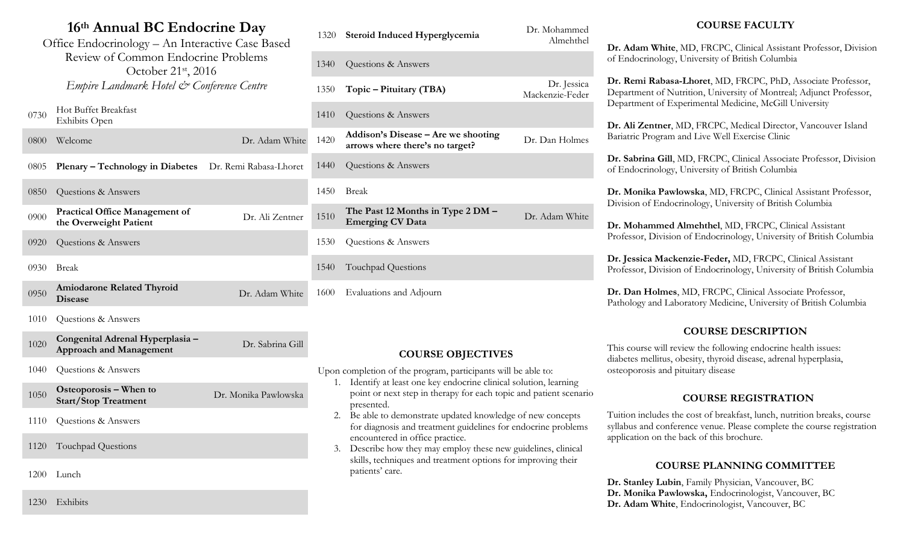# 16th Annual BC Endocrine Day

Office Endocrinology – An Interactive Case Based Review of Common Endocrine Problems

October 21st, 2016

*Empire Landmark Hotel & Conference Centre*

| Time | Session | Speaker |
|---|---|---|
| 0730 | Hot Buffet Breakfast<br>Exhibits Open | |
| 0800 | Welcome | Dr. Adam White |
| 0805 | **Plenary – Technology in Diabetes** | Dr. Remi Rabasa-Lhoret |
| 0850 | Questions & Answers | |
| 0900 | **Practical Office Management of the Overweight Patient** | Dr. Ali Zentner |
| 0920 | Questions & Answers | |
| 0930 | Break | |
| 0950 | **Amiodarone Related Thyroid Disease** | Dr. Adam White |
| 1010 | Questions & Answers | |
| 1020 | **Congenital Adrenal Hyperplasia – Approach and Management** | Dr. Sabrina Gill |
| 1040 | Questions & Answers | |
| 1050 | **Osteoporosis – When to Start/Stop Treatment** | Dr. Monika Pawlowska |
| 1110 | Questions & Answers | |
| 1120 | Touchpad Questions | |
| 1200 | Lunch | |
| 1230 | Exhibits | |
| 1320 | **Steroid Induced Hyperglycemia** | Dr. Mohammed Almehthel |
| 1340 | Questions & Answers | |
| 1350 | **Topic – Pituitary (TBA)** | Dr. Jessica Mackenzie-Feder |
| 1410 | Questions & Answers | |
| 1420 | **Addison's Disease – Are we shooting arrows where there's no target?** | Dr. Dan Holmes |
| 1440 | Questions & Answers | |
| 1450 | Break | |
| 1510 | **The Past 12 Months in Type 2 DM – Emerging CV Data** | Dr. Adam White |
| 1530 | Questions & Answers | |
| 1540 | Touchpad Questions | |
| 1600 | Evaluations and Adjourn | |

## COURSE OBJECTIVES

Upon completion of the program, participants will be able to:

1. Identify at least one key endocrine clinical solution, learning point or next step in therapy for each topic and patient scenario presented.
2. Be able to demonstrate updated knowledge of new concepts for diagnosis and treatment guidelines for endocrine problems encountered in office practice.
3. Describe how they may employ these new guidelines, clinical skills, techniques and treatment options for improving their patients' care.

## COURSE FACULTY

**Dr. Adam White**, MD, FRCPC, Clinical Assistant Professor, Division of Endocrinology, University of British Columbia

**Dr. Remi Rabasa-Lhoret**, MD, FRCPC, PhD, Associate Professor, Department of Nutrition, University of Montreal; Adjunct Professor, Department of Experimental Medicine, McGill University

**Dr. Ali Zentner**, MD, FRCPC, Medical Director, Vancouver Island Bariatric Program and Live Well Exercise Clinic

**Dr. Sabrina Gill**, MD, FRCPC, Clinical Associate Professor, Division of Endocrinology, University of British Columbia

**Dr. Monika Pawlowska**, MD, FRCPC, Clinical Assistant Professor, Division of Endocrinology, University of British Columbia

**Dr. Mohammed Almehthel**, MD, FRCPC, Clinical Assistant Professor, Division of Endocrinology, University of British Columbia

**Dr. Jessica Mackenzie-Feder,** MD, FRCPC, Clinical Assistant Professor, Division of Endocrinology, University of British Columbia

**Dr. Dan Holmes**, MD, FRCPC, Clinical Associate Professor, Pathology and Laboratory Medicine, University of British Columbia

## COURSE DESCRIPTION

This course will review the following endocrine health issues: diabetes mellitus, obesity, thyroid disease, adrenal hyperplasia, osteoporosis and pituitary disease

## COURSE REGISTRATION

Tuition includes the cost of breakfast, lunch, nutrition breaks, course syllabus and conference venue. Please complete the course registration application on the back of this brochure.

## COURSE PLANNING COMMITTEE

**Dr. Stanley Lubin**, Family Physician, Vancouver, BC
**Dr. Monika Pawlowska,** Endocrinologist, Vancouver, BC
**Dr. Adam White**, Endocrinologist, Vancouver, BC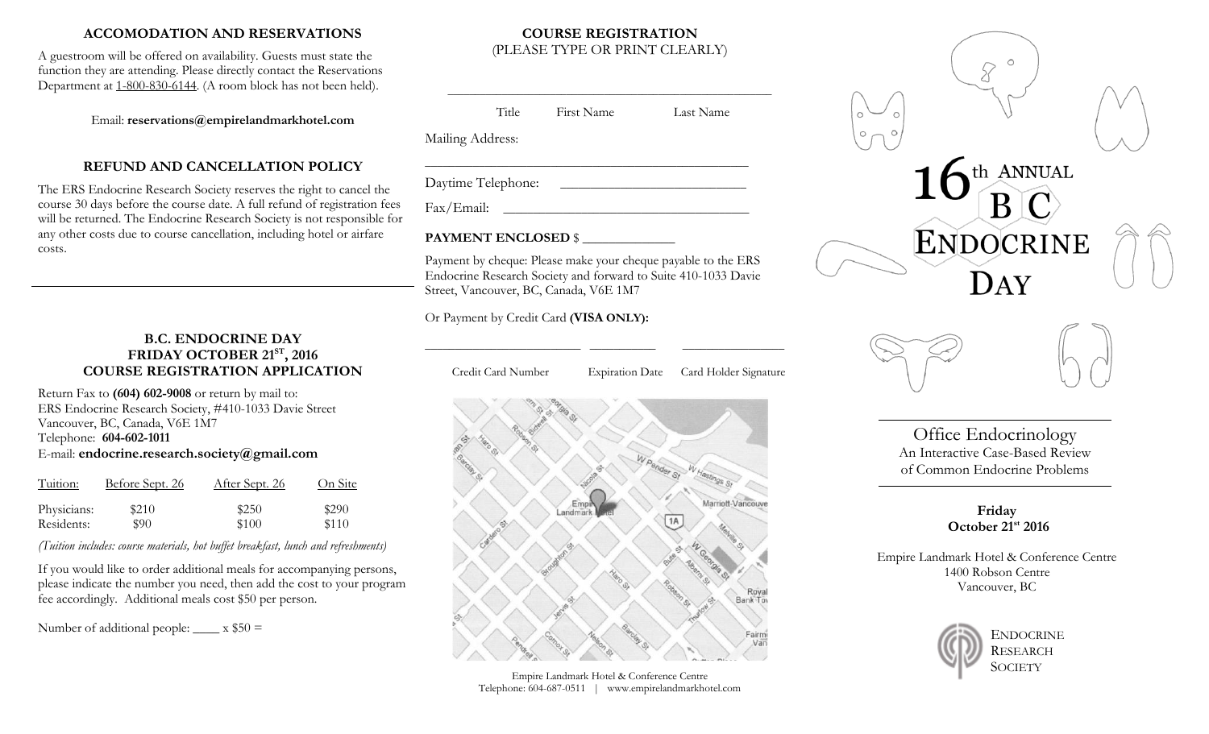## ACCOMODATION AND RESERVATIONS

A guestroom will be offered on availability. Guests must state the function they are attending. Please directly contact the Reservations Department at 1-800-830-6144. (A room block has not been held).

Email: **reservations@empirelandmarkhotel.com**

## REFUND AND CANCELLATION POLICY

The ERS Endocrine Research Society reserves the right to cancel the course 30 days before the course date. A full refund of registration fees will be returned. The Endocrine Research Society is not responsible for any other costs due to course cancellation, including hotel or airfare costs.

## B.C. ENDOCRINE DAY
## FRIDAY OCTOBER 21ST, 2016
## COURSE REGISTRATION APPLICATION

Return Fax to **(604) 602-9008** or return by mail to:
ERS Endocrine Research Society, #410-1033 Davie Street
Vancouver, BC, Canada, V6E 1M7
Telephone: **604-602-1011**
E-mail: **endocrine.research.society@gmail.com**

| Tuition: | Before Sept. 26 | After Sept. 26 | On Site |
|---|---|---|---|
| Physicians: | $210 | $250 | $290 |
| Residents: | $90 | $100 | $110 |

*(Tuition includes: course materials, hot buffet breakfast, lunch and refreshments)*

If you would like to order additional meals for accompanying persons, please indicate the number you need, then add the cost to your program fee accordingly. Additional meals cost $50 per person.

Number of additional people: ____ x $50 =

## COURSE REGISTRATION
(PLEASE TYPE OR PRINT CLEARLY)

_______________________________________________

Title First Name Last Name

Mailing Address:

_______________________________________________

Daytime Telephone: ___________________________

Fax/Email: ___________________________________

**PAYMENT ENCLOSED** $ _____________

Payment by cheque: Please make your cheque payable to the ERS Endocrine Research Society and forward to Suite 410-1033 Davie Street, Vancouver, BC, Canada, V6E 1M7

Or Payment by Credit Card **(VISA ONLY):**

_______________________ __________ _______________

Credit Card Number Expiration Date Card Holder Signature

Empire Landmark Hotel & Conference Centre
Telephone: 604-687-0511 | www.empirelandmarkhotel.com

# 16th ANNUAL BC ENDOCRINE DAY

Office Endocrinology
An Interactive Case-Based Review
of Common Endocrine Problems

**Friday**
**October 21st 2016**

Empire Landmark Hotel & Conference Centre
1400 Robson Centre
Vancouver, BC

ENDOCRINE RESEARCH SOCIETY